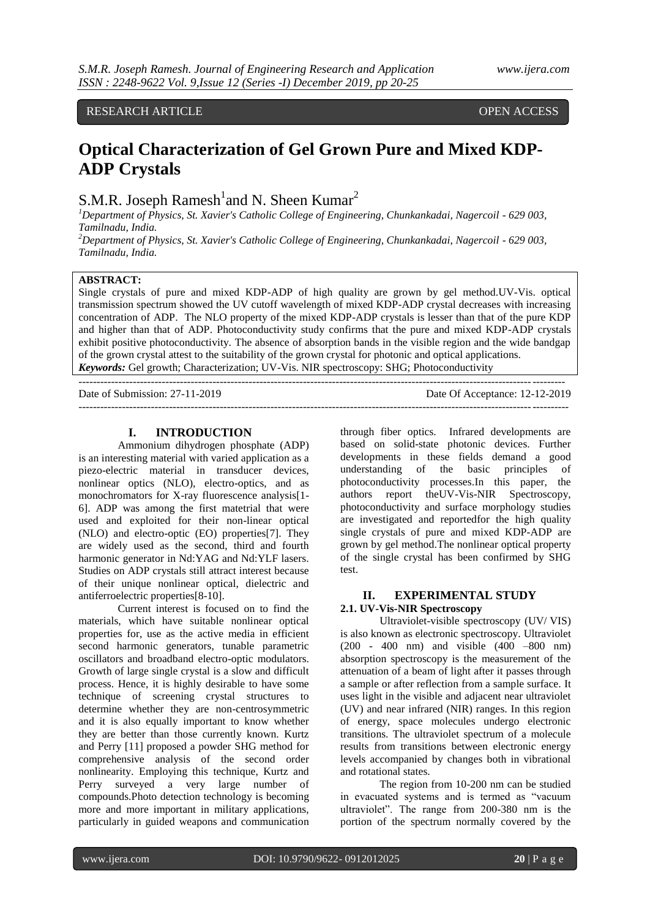RESEARCH ARTICLE OPEN ACCESS

# Optical Characterization of Gel Grown Pure and Mixed KDP-ADP Crystals

S.M.R. Joseph Ramesh[1] and N. Sheen Kumar[2]

[1]Department of Physics, St. Xavier's Catholic College of Engineering, Chunkankadai, Nagercoil - 629 003, Tamilnadu, India.

[2]Department of Physics, St. Xavier's Catholic College of Engineering, Chunkankadai, Nagercoil - 629 003, Tamilnadu, India.

**ABSTRACT:**

Single crystals of pure and mixed KDP-ADP of high quality are grown by gel method.UV-Vis. optical transmission spectrum showed the UV cutoff wavelength of mixed KDP-ADP crystal decreases with increasing concentration of ADP. The NLO property of the mixed KDP-ADP crystals is lesser than that of the pure KDP and higher than that of ADP. Photoconductivity study confirms that the pure and mixed KDP-ADP crystals exhibit positive photoconductivity. The absence of absorption bands in the visible region and the wide bandgap of the grown crystal attest to the suitability of the grown crystal for photonic and optical applications.

***Keywords:*** Gel growth; Characterization; UV-Vis. NIR spectroscopy: SHG; Photoconductivity

Date of Submission: 27-11-2019 Date Of Acceptance: 12-12-2019

## I. INTRODUCTION

Ammonium dihydrogen phosphate (ADP) is an interesting material with varied application as a piezo-electric material in transducer devices, nonlinear optics (NLO), electro-optics, and as monochromators for X-ray fluorescence analysis[1-6]. ADP was among the first matetrial that were used and exploited for their non-linear optical (NLO) and electro-optic (EO) properties[7]. They are widely used as the second, third and fourth harmonic generator in Nd:YAG and Nd:YLF lasers. Studies on ADP crystals still attract interest because of their unique nonlinear optical, dielectric and antiferroelectric properties[8-10].

Current interest is focused on to find the materials, which have suitable nonlinear optical properties for, use as the active media in efficient second harmonic generators, tunable parametric oscillators and broadband electro-optic modulators. Growth of large single crystal is a slow and difficult process. Hence, it is highly desirable to have some technique of screening crystal structures to determine whether they are non-centrosymmetric and it is also equally important to know whether they are better than those currently known. Kurtz and Perry [11] proposed a powder SHG method for comprehensive analysis of the second order nonlinearity. Employing this technique, Kurtz and Perry surveyed a very large number of compounds.Photo detection technology is becoming more and more important in military applications, particularly in guided weapons and communication through fiber optics. Infrared developments are based on solid-state photonic devices. Further developments in these fields demand a good understanding of the basic principles of photoconductivity processes.In this paper, the authors report theUV-Vis-NIR Spectroscopy, photoconductivity and surface morphology studies are investigated and reportedfor the high quality single crystals of pure and mixed KDP-ADP are grown by gel method.The nonlinear optical property of the single crystal has been confirmed by SHG test.

## II. EXPERIMENTAL STUDY

### 2.1. UV-Vis-NIR Spectroscopy

Ultraviolet-visible spectroscopy (UV/ VIS) is also known as electronic spectroscopy. Ultraviolet (200 - 400 nm) and visible (400 –800 nm) absorption spectroscopy is the measurement of the attenuation of a beam of light after it passes through a sample or after reflection from a sample surface. It uses light in the visible and adjacent near ultraviolet (UV) and near infrared (NIR) ranges. In this region of energy, space molecules undergo electronic transitions. The ultraviolet spectrum of a molecule results from transitions between electronic energy levels accompanied by changes both in vibrational and rotational states.

The region from 10-200 nm can be studied in evacuated systems and is termed as "vacuum ultraviolet". The range from 200-380 nm is the portion of the spectrum normally covered by the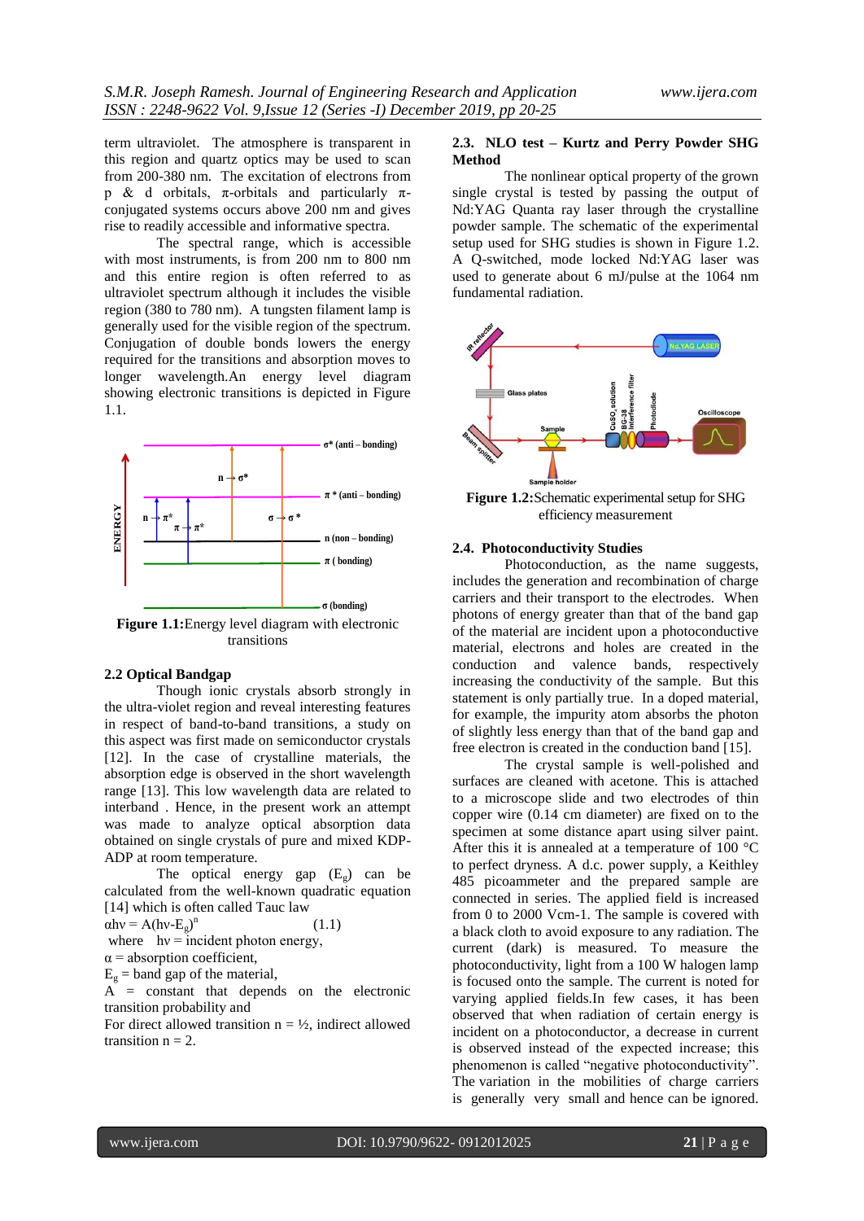term ultraviolet. The atmosphere is transparent in this region and quartz optics may be used to scan from 200-380 nm. The excitation of electrons from p & d orbitals, π-orbitals and particularly π-conjugated systems occurs above 200 nm and gives rise to readily accessible and informative spectra.

The spectral range, which is accessible with most instruments, is from 200 nm to 800 nm and this entire region is often referred to as ultraviolet spectrum although it includes the visible region (380 to 780 nm). A tungsten filament lamp is generally used for the visible region of the spectrum. Conjugation of double bonds lowers the energy required for the transitions and absorption moves to longer wavelength.An energy level diagram showing electronic transitions is depicted in Figure 1.1.

ENERGY

σ* (anti – bonding)

π * (anti – bonding)

n (non – bonding)

π ( bonding)

σ (bonding)

n → σ*

n → π*

π → π*

σ → σ *

**Figure 1.1:**Energy level diagram with electronic transitions

## 2.2 Optical Bandgap

Though ionic crystals absorb strongly in the ultra-violet region and reveal interesting features in respect of band-to-band transitions, a study on this aspect was first made on semiconductor crystals [12]. In the case of crystalline materials, the absorption edge is observed in the short wavelength range [13]. This low wavelength data are related to interband . Hence, in the present work an attempt was made to analyze optical absorption data obtained on single crystals of pure and mixed KDP-ADP at room temperature.

The optical energy gap ($E_g$) can be calculated from the well-known quadratic equation [14] which is often called Tauc law

$$\alpha h\nu = A(h\nu - E_g)^n \qquad (1.1)$$

where $h\nu$ = incident photon energy,

$\alpha$ = absorption coefficient,

$E_g$ = band gap of the material,

A = constant that depends on the electronic transition probability and

For direct allowed transition n = ½, indirect allowed transition n = 2.

## 2.3. NLO test – Kurtz and Perry Powder SHG Method

The nonlinear optical property of the grown single crystal is tested by passing the output of Nd:YAG Quanta ray laser through the crystalline powder sample. The schematic of the experimental setup used for SHG studies is shown in Figure 1.2. A Q-switched, mode locked Nd:YAG laser was used to generate about 6 mJ/pulse at the 1064 nm fundamental radiation.

IR reflector

Nd.YAG LASER

Glass plates

$CuSO_4$ solution

BG-38

Interference filter

Photodiode

Oscilloscope

Sample

Beam splitter

Sample holder

**Figure 1.2:**Schematic experimental setup for SHG efficiency measurement

## 2.4. Photoconductivity Studies

Photoconduction, as the name suggests, includes the generation and recombination of charge carriers and their transport to the electrodes. When photons of energy greater than that of the band gap of the material are incident upon a photoconductive material, electrons and holes are created in the conduction and valence bands, respectively increasing the conductivity of the sample. But this statement is only partially true. In a doped material, for example, the impurity atom absorbs the photon of slightly less energy than that of the band gap and free electron is created in the conduction band [15].

The crystal sample is well-polished and surfaces are cleaned with acetone. This is attached to a microscope slide and two electrodes of thin copper wire (0.14 cm diameter) are fixed on to the specimen at some distance apart using silver paint. After this it is annealed at a temperature of 100 °C to perfect dryness. A d.c. power supply, a Keithley 485 picoammeter and the prepared sample are connected in series. The applied field is increased from 0 to 2000 Vcm-1. The sample is covered with a black cloth to avoid exposure to any radiation. The current (dark) is measured. To measure the photoconductivity, light from a 100 W halogen lamp is focused onto the sample. The current is noted for varying applied fields.In few cases, it has been observed that when radiation of certain energy is incident on a photoconductor, a decrease in current is observed instead of the expected increase; this phenomenon is called "negative photoconductivity". The variation in the mobilities of charge carriers is generally very small and hence can be ignored.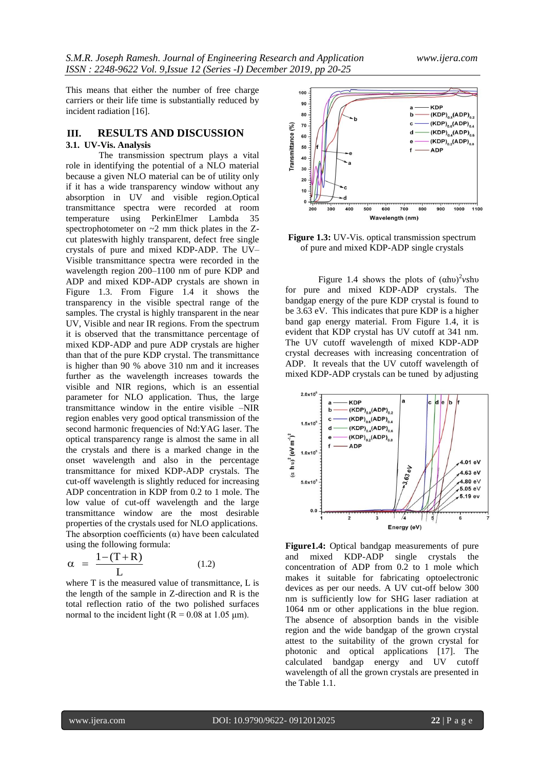This means that either the number of free charge carriers or their life time is substantially reduced by incident radiation [16].

## III. RESULTS AND DISCUSSION

### 3.1. UV-Vis. Analysis

The transmission spectrum plays a vital role in identifying the potential of a NLO material because a given NLO material can be of utility only if it has a wide transparency window without any absorption in UV and visible region.Optical transmittance spectra were recorded at room temperature using PerkinElmer Lambda 35 spectrophotometer on ~2 mm thick plates in the Z-cut plateswith highly transparent, defect free single crystals of pure and mixed KDP-ADP. The UV–Visible transmittance spectra were recorded in the wavelength region 200–1100 nm of pure KDP and ADP and mixed KDP-ADP crystals are shown in Figure 1.3. From Figure 1.4 it shows the transparency in the visible spectral range of the samples. The crystal is highly transparent in the near UV, Visible and near IR regions. From the spectrum it is observed that the transmittance percentage of mixed KDP-ADP and pure ADP crystals are higher than that of the pure KDP crystal. The transmittance is higher than 90 % above 310 nm and it increases further as the wavelength increases towards the visible and NIR regions, which is an essential parameter for NLO application. Thus, the large transmittance window in the entire visible –NIR region enables very good optical transmission of the second harmonic frequencies of Nd:YAG laser. The optical transparency range is almost the same in all the crystals and there is a marked change in the onset wavelength and also in the percentage transmittance for mixed KDP-ADP crystals. The cut-off wavelength is slightly reduced for increasing ADP concentration in KDP from 0.2 to 1 mole. The low value of cut-off wavelength and the large transmittance window are the most desirable properties of the crystals used for NLO applications. The absorption coefficients (α) have been calculated using the following formula:

$$\alpha = \frac{1-(T+R)}{L} \qquad (1.2)$$

where T is the measured value of transmittance, L is the length of the sample in Z-direction and R is the total reflection ratio of the two polished surfaces normal to the incident light (R = 0.08 at 1.05 μm).

Transmittance (%)
Wavelength (nm)
a — KDP
b — $(KDP)_{0.8}(ADP)_{0.2}$
c — $(KDP)_{0.6}(ADP)_{0.4}$
d — $(KDP)_{0.4}(ADP)_{0.6}$
e — $(KDP)_{0.2}(ADP)_{0.8}$
f — ADP

**Figure 1.3:** UV-Vis. optical transmission spectrum of pure and mixed KDP-ADP single crystals

Figure 1.4 shows the plots of $(\alpha h\upsilon)^2 vs h\upsilon$ for pure and mixed KDP-ADP crystals. The bandgap energy of the pure KDP crystal is found to be 3.63 eV. This indicates that pure KDP is a higher band gap energy material. From Figure 1.4, it is evident that KDP crystal has UV cutoff at 341 nm. The UV cutoff wavelength of mixed KDP-ADP crystal decreases with increasing concentration of ADP. It reveals that the UV cutoff wavelength of mixed KDP-ADP crystals can be tuned by adjusting the concentration of ADP from 0.2 to 1 mole which makes it suitable for fabricating optoelectronic devices as per our needs. A UV cut-off below 300 nm is sufficiently low for SHG laser radiation at 1064 nm or other applications in the blue region. The absence of absorption bands in the visible region and the wide bandgap of the grown crystal attest to the suitability of the grown crystal for photonic and optical applications [17]. The calculated bandgap energy and UV cutoff wavelength of all the grown crystals are presented in the Table 1.1.

$(\alpha h\upsilon)^2$ (eV m$^{-1}$)$^2$
Energy (eV)
a — KDP
b — $(KDP)_{0.8}(ADP)_{0.2}$
c — $(KDP)_{0.6}(ADP)_{0.4}$
d — $(KDP)_{0.4}(ADP)_{0.6}$
e — $(KDP)_{0.2}(ADP)_{0.8}$
f — ADP
3.63 eV
4.01 eV
4.63 eV
4.80 eV
5.05 eV
5.19 ev

**Figure1.4:** Optical bandgap measurements of pure and mixed KDP-ADP single crystals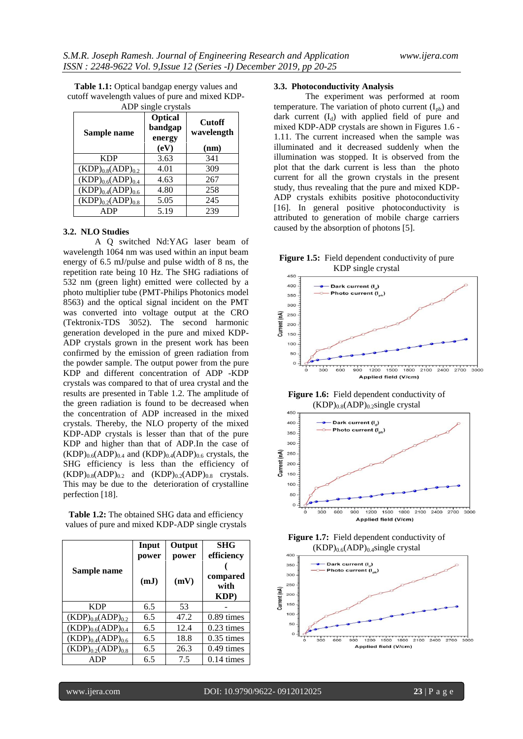**Table 1.1:** Optical bandgap energy values and cutoff wavelength values of pure and mixed KDP-ADP single crystals

| Sample name | Optical bandgap energy (eV) | Cutoff wavelength (nm) |
|---|---|---|
| KDP | 3.63 | 341 |
| $(KDP)_{0.8}(ADP)_{0.2}$ | 4.01 | 309 |
| $(KDP)_{0.6}(ADP)_{0.4}$ | 4.63 | 267 |
| $(KDP)_{0.4}(ADP)_{0.6}$ | 4.80 | 258 |
| $(KDP)_{0.2}(ADP)_{0.8}$ | 5.05 | 245 |
| ADP | 5.19 | 239 |

### 3.2. NLO Studies

A Q switched Nd:YAG laser beam of wavelength 1064 nm was used within an input beam energy of 6.5 mJ/pulse and pulse width of 8 ns, the repetition rate being 10 Hz. The SHG radiations of 532 nm (green light) emitted were collected by a photo multiplier tube (PMT-Philips Photonics model 8563) and the optical signal incident on the PMT was converted into voltage output at the CRO (Tektronix-TDS 3052). The second harmonic generation developed in the pure and mixed KDP-ADP crystals grown in the present work has been confirmed by the emission of green radiation from the powder sample. The output power from the pure KDP and different concentration of ADP -KDP crystals was compared to that of urea crystal and the results are presented in Table 1.2. The amplitude of the green radiation is found to be decreased when the concentration of ADP increased in the mixed crystals. Thereby, the NLO property of the mixed KDP-ADP crystals is lesser than that of the pure KDP and higher than that of ADP.In the case of $(KDP)_{0.6}(ADP)_{0.4}$ and $(KDP)_{0.4}(ADP)_{0.6}$ crystals, the SHG efficiency is less than the efficiency of $(KDP)_{0.8}(ADP)_{0.2}$ and $(KDP)_{0.2}(ADP)_{0.8}$ crystals. This may be due to the deterioration of crystalline perfection [18].

**Table 1.2:** The obtained SHG data and efficiency values of pure and mixed KDP-ADP single crystals

| Sample name | Input power (mJ) | Output power (mV) | SHG efficiency (compared with KDP) |
|---|---|---|---|
| KDP | 6.5 | 53 | - |
| $(KDP)_{0.8}(ADP)_{0.2}$ | 6.5 | 47.2 | 0.89 times |
| $(KDP)_{0.6}(ADP)_{0.4}$ | 6.5 | 12.4 | 0.23 times |
| $(KDP)_{0.4}(ADP)_{0.6}$ | 6.5 | 18.8 | 0.35 times |
| $(KDP)_{0.2}(ADP)_{0.8}$ | 6.5 | 26.3 | 0.49 times |
| ADP | 6.5 | 7.5 | 0.14 times |

### 3.3. Photoconductivity Analysis

The experiment was performed at room temperature. The variation of photo current ($I_{ph}$) and dark current ($I_d$) with applied field of pure and mixed KDP-ADP crystals are shown in Figures 1.6 - 1.11. The current increased when the sample was illuminated and it decreased suddenly when the illumination was stopped. It is observed from the plot that the dark current is less than the photo current for all the grown crystals in the present study, thus revealing that the pure and mixed KDP-ADP crystals exhibits positive photoconductivity [16]. In general positive photoconductivity is attributed to generation of mobile charge carriers caused by the absorption of photons [5].

**Figure 1.5:** Field dependent conductivity of pure KDP single crystal

Dark current ($I_d$)
Photo current ($I_{ph}$)
Current (nA)
Applied field (V/cm)

**Figure 1.6:** Field dependent conductivity of $(KDP)_{0.8}(ADP)_{0.2}$ single crystal

Dark current ($I_d$)
Photo current ($I_{ph}$)
Current (nA)
Applied field (V/cm)

**Figure 1.7:** Field dependent conductivity of $(KDP)_{0.6}(ADP)_{0.4}$ single crystal

Dark current ($I_d$)
Photo current ($I_{ph}$)
Current (nA)
Applied field (V/cm)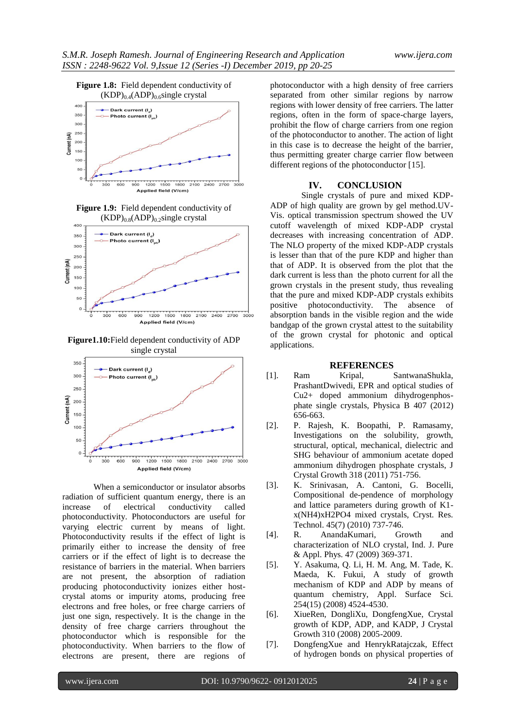**Figure 1.8:** Field dependent conductivity of $(KDP)_{0.4}(ADP)_{0.6}$single crystal

Dark current ($I_d$)
Photo current ($I_{ph}$)
Current (nA)
400
350
300
250
200
150
100
50
0
0 300 600 900 1200 1500 1800 2100 2400 2700 3000
Applied field (V/cm)

**Figure 1.9:** Field dependent conductivity of $(KDP)_{0.8}(ADP)_{0.2}$single crystal

Dark current ($I_d$)
Photo current ($I_{ph}$)
Current (nA)
400
350
300
250
200
150
100
50
0
0 300 600 900 1200 1500 1800 2100 2400 2700 3000
Applied field (V/cm)

**Figure1.10:**Field dependent conductivity of ADP single crystal

Dark current ($I_d$)
Photo current ($I_{ph}$)
Current (nA)
350
300
250
200
150
100
50
0
0 300 600 900 1200 1500 1800 2100 2400 2700 3000
Applied field (V/cm)

When a semiconductor or insulator absorbs radiation of sufficient quantum energy, there is an increase of electrical conductivity called photoconductivity. Photoconductors are useful for varying electric current by means of light. Photoconductivity results if the effect of light is primarily either to increase the density of free carriers or if the effect of light is to decrease the resistance of barriers in the material. When barriers are not present, the absorption of radiation producing photoconductivity ionizes either host-crystal atoms or impurity atoms, producing free electrons and free holes, or free charge carriers of just one sign, respectively. It is the change in the density of free charge carriers throughout the photoconductor which is responsible for the photoconductivity. When barriers to the flow of electrons are present, there are regions of photoconductor with a high density of free carriers separated from other similar regions by narrow regions with lower density of free carriers. The latter regions, often in the form of space-charge layers, prohibit the flow of charge carriers from one region of the photoconductor to another. The action of light in this case is to decrease the height of the barrier, thus permitting greater charge carrier flow between different regions of the photoconductor [15].

## IV. CONCLUSION

Single crystals of pure and mixed KDP-ADP of high quality are grown by gel method.UV-Vis. optical transmission spectrum showed the UV cutoff wavelength of mixed KDP-ADP crystal decreases with increasing concentration of ADP. The NLO property of the mixed KDP-ADP crystals is lesser than that of the pure KDP and higher than that of ADP. It is observed from the plot that the dark current is less than the photo current for all the grown crystals in the present study, thus revealing that the pure and mixed KDP-ADP crystals exhibits positive photoconductivity. The absence of absorption bands in the visible region and the wide bandgap of the grown crystal attest to the suitability of the grown crystal for photonic and optical applications.

## REFERENCES

[1]. Ram Kripal, SantwanaShukla, PrashantDwivedi, EPR and optical studies of Cu2+ doped ammonium dihydrogenphos-phate single crystals, Physica B 407 (2012) 656-663.

[2]. P. Rajesh, K. Boopathi, P. Ramasamy, Investigations on the solubility, growth, structural, optical, mechanical, dielectric and SHG behaviour of ammonium acetate doped ammonium dihydrogen phosphate crystals, J Crystal Growth 318 (2011) 751-756.

[3]. K. Srinivasan, A. Cantoni, G. Bocelli, Compositional de-pendence of morphology and lattice parameters during growth of K1-x(NH4)xH2PO4 mixed crystals, Cryst. Res. Technol. 45(7) (2010) 737-746.

[4]. R. AnandaKumari, Growth and characterization of NLO crystal, Ind. J. Pure & Appl. Phys. 47 (2009) 369-371.

[5]. Y. Asakuma, Q. Li, H. M. Ang, M. Tade, K. Maeda, K. Fukui, A study of growth mechanism of KDP and ADP by means of quantum chemistry, Appl. Surface Sci. 254(15) (2008) 4524-4530.

[6]. XiueRen, DongliXu, DongfengXue, Crystal growth of KDP, ADP, and KADP, J Crystal Growth 310 (2008) 2005-2009.

[7]. DongfengXue and HenrykRatajczak, Effect of hydrogen bonds on physical properties of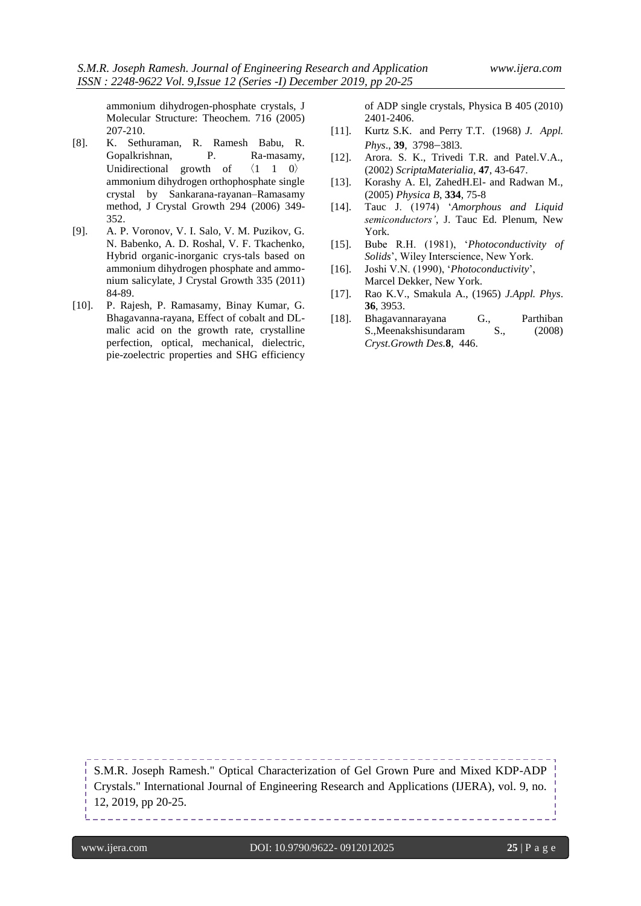ammonium dihydrogen-phosphate crystals, J Molecular Structure: Theochem. 716 (2005) 207-210.

[8]. K. Sethuraman, R. Ramesh Babu, R. Gopalkrishnan, P. Ra-masamy, Unidirectional growth of 〈1 1 0〉 ammonium dihydrogen orthophosphate single crystal by Sankarana-rayanan–Ramasamy method, J Crystal Growth 294 (2006) 349-352.

[9]. A. P. Voronov, V. I. Salo, V. M. Puzikov, G. N. Babenko, A. D. Roshal, V. F. Tkachenko, Hybrid organic-inorganic crys-tals based on ammonium dihydrogen phosphate and ammo-nium salicylate, J Crystal Growth 335 (2011) 84-89.

[10]. P. Rajesh, P. Ramasamy, Binay Kumar, G. Bhagavanna-rayana, Effect of cobalt and DL-malic acid on the growth rate, crystalline perfection, optical, mechanical, dielectric, pie-zoelectric properties and SHG efficiency of ADP single crystals, Physica B 405 (2010) 2401-2406.

[11]. Kurtz S.K. and Perry T.T. (1968) *J. Appl. Phys*., **39**, 3798–38l3.

[12]. Arora. S. K., Trivedi T.R. and Patel.V.A., (2002) *ScriptaMaterialia*, **47**, 43-647.

[13]. Korashy A. El, ZahedH.El- and Radwan M., (2005) *Physica B*, **334**, 75-8

[14]. Tauc J. (1974) '*Amorphous and Liquid semiconductors'*, J. Tauc Ed. Plenum, New York.

[15]. Bube R.H. (1981), '*Photoconductivity of Solids*', Wiley Interscience, New York.

[16]. Joshi V.N. (1990), '*Photoconductivity*', Marcel Dekker, New York.

[17]. Rao K.V., Smakula A., (1965) *J.Appl. Phys*. **36**, 3953.

[18]. Bhagavannarayana G., Parthiban S.,Meenakshisundaram S., (2008) *Cryst.Growth Des.***8**, 446.

S.M.R. Joseph Ramesh." Optical Characterization of Gel Grown Pure and Mixed KDP-ADP Crystals." International Journal of Engineering Research and Applications (IJERA), vol. 9, no. 12, 2019, pp 20-25.